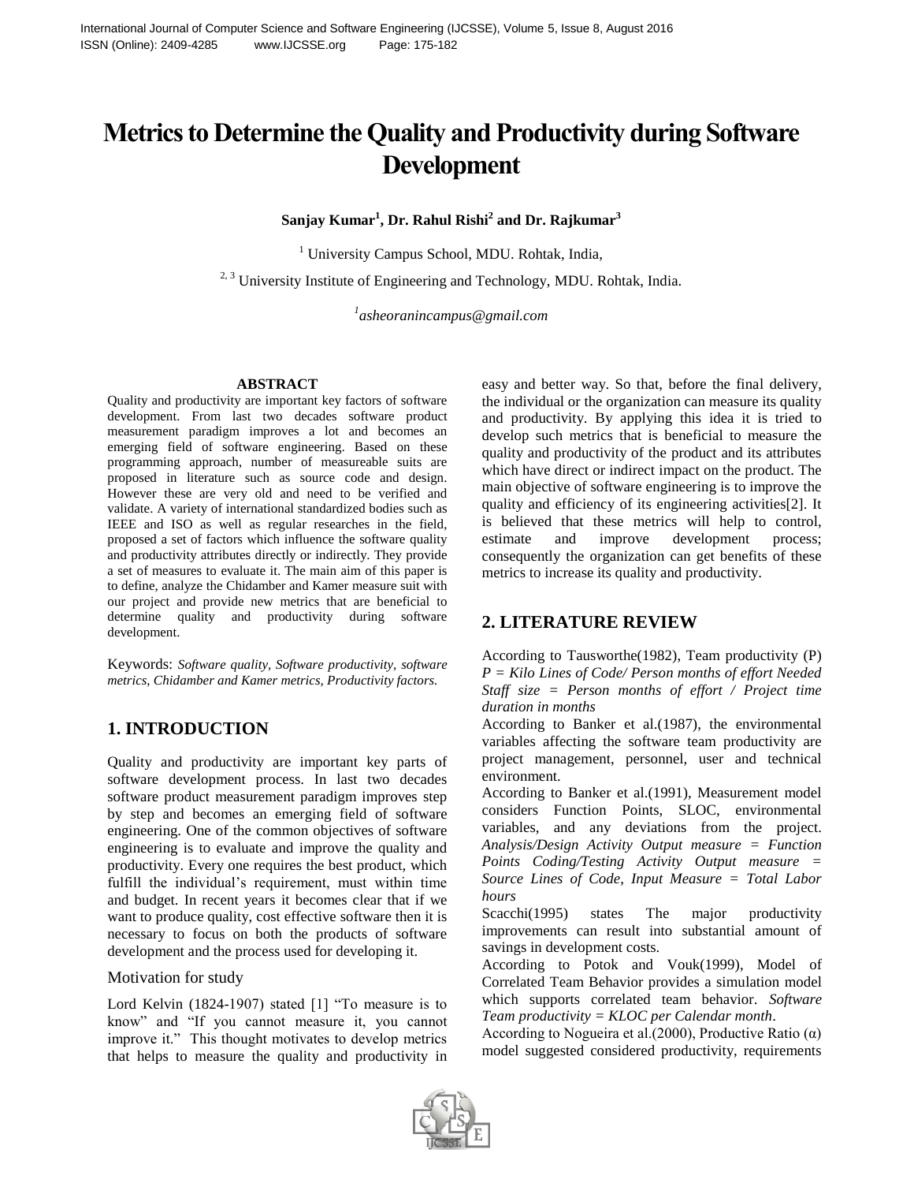// Metrics to Determine the Quality and Productivity during Software Development

**Sanjay Kumar[1], Dr. Rahul Rishi[2] and Dr. Rajkumar[3]**

[1] University Campus School, MDU. Rohtak, India,

[2, 3] University Institute of Engineering and Technology, MDU. Rohtak, India.

[1]*asheoranincampus@gmail.com*

## ABSTRACT

Quality and productivity are important key factors of software development. From last two decades software product measurement paradigm improves a lot and becomes an emerging field of software engineering. Based on these programming approach, number of measureable suits are proposed in literature such as source code and design. However these are very old and need to be verified and validate. A variety of international standardized bodies such as IEEE and ISO as well as regular researches in the field, proposed a set of factors which influence the software quality and productivity attributes directly or indirectly. They provide a set of measures to evaluate it. The main aim of this paper is to define, analyze the Chidamber and Kamer measure suit with our project and provide new metrics that are beneficial to determine quality and productivity during software development.

Keywords: *Software quality, Software productivity, software metrics, Chidamber and Kamer metrics, Productivity factors.*

## 1. INTRODUCTION

Quality and productivity are important key parts of software development process. In last two decades software product measurement paradigm improves step by step and becomes an emerging field of software engineering. One of the common objectives of software engineering is to evaluate and improve the quality and productivity. Every one requires the best product, which fulfill the individual's requirement, must within time and budget. In recent years it becomes clear that if we want to produce quality, cost effective software then it is necessary to focus on both the products of software development and the process used for developing it.

### Motivation for study

Lord Kelvin (1824-1907) stated [1] "To measure is to know" and "If you cannot measure it, you cannot improve it." This thought motivates to develop metrics that helps to measure the quality and productivity in easy and better way. So that, before the final delivery, the individual or the organization can measure its quality and productivity. By applying this idea it is tried to develop such metrics that is beneficial to measure the quality and productivity of the product and its attributes which have direct or indirect impact on the product. The main objective of software engineering is to improve the quality and efficiency of its engineering activities[2]. It is believed that these metrics will help to control, estimate and improve development process; consequently the organization can get benefits of these metrics to increase its quality and productivity.

## 2. LITERATURE REVIEW

According to Tausworthe(1982), Team productivity (P) *P = Kilo Lines of Code/ Person months of effort Needed Staff size = Person months of effort / Project time duration in months*

According to Banker et al.(1987), the environmental variables affecting the software team productivity are project management, personnel, user and technical environment.

According to Banker et al.(1991), Measurement model considers Function Points, SLOC, environmental variables, and any deviations from the project. *Analysis/Design Activity Output measure = Function Points Coding/Testing Activity Output measure = Source Lines of Code, Input Measure = Total Labor hours*

Scacchi(1995) states The major productivity improvements can result into substantial amount of savings in development costs.

According to Potok and Vouk(1999), Model of Correlated Team Behavior provides a simulation model which supports correlated team behavior. *Software Team productivity = KLOC per Calendar month*.

According to Nogueira et al.(2000), Productive Ratio (α) model suggested considered productivity, requirements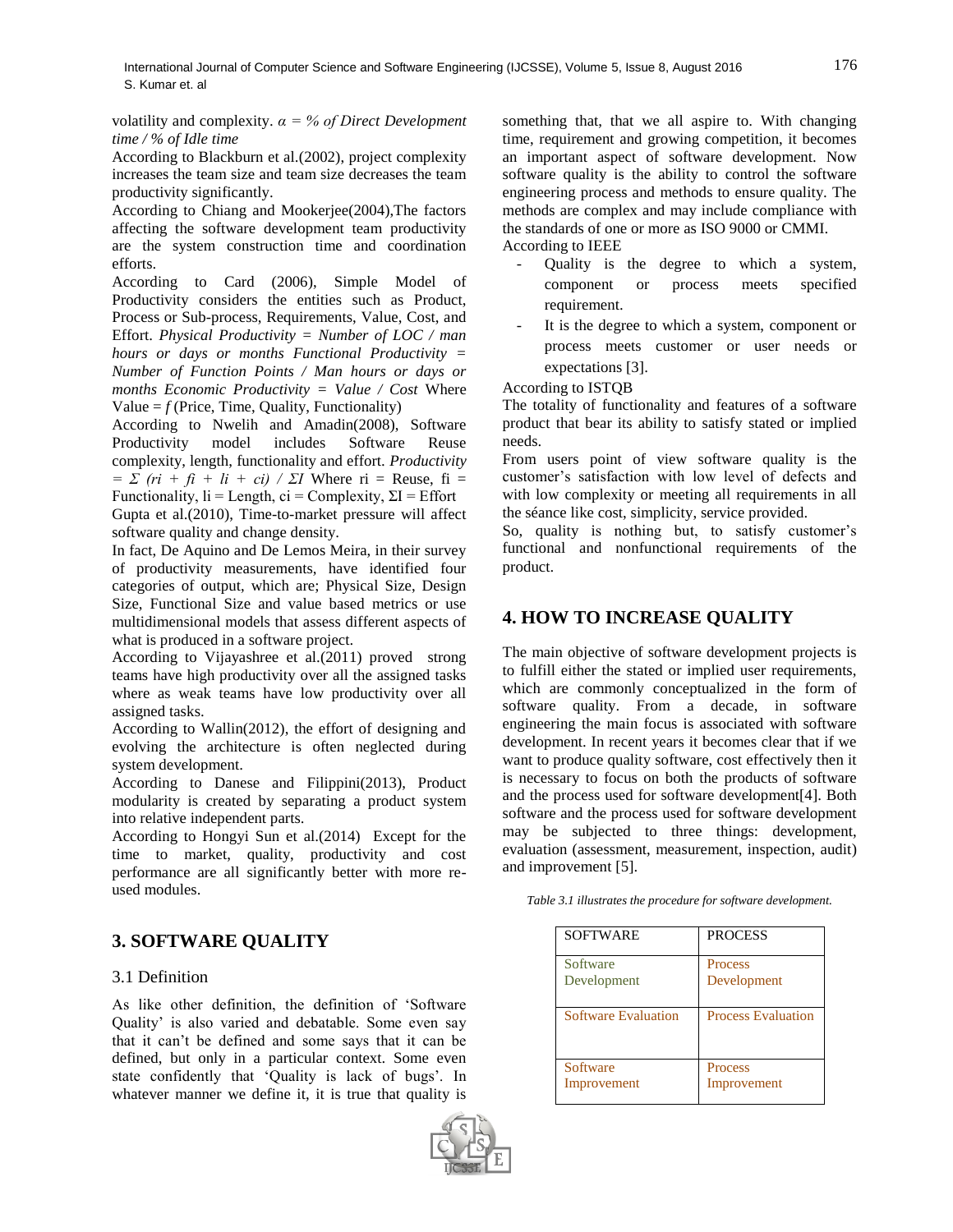volatility and complexity. $\alpha$ = *% of Direct Development time / % of Idle time*

According to Blackburn et al.(2002), project complexity increases the team size and team size decreases the team productivity significantly.

According to Chiang and Mookerjee(2004),The factors affecting the software development team productivity are the system construction time and coordination efforts.

According to Card (2006), Simple Model of Productivity considers the entities such as Product, Process or Sub-process, Requirements, Value, Cost, and Effort. *Physical Productivity = Number of LOC / man hours or days or months Functional Productivity = Number of Function Points / Man hours or days or months Economic Productivity = Value / Cost* Where Value = *f* (Price, Time, Quality, Functionality)

According to Nwelih and Amadin(2008), Software Productivity model includes Software Reuse complexity, length, functionality and effort. *Productivity* $= \Sigma\ (ri + fi + li + ci)\ /\ \Sigma I$ Where ri = Reuse, fi = Functionality, li = Length, ci = Complexity, ΣI = Effort

Gupta et al.(2010), Time-to-market pressure will affect software quality and change density.

In fact, De Aquino and De Lemos Meira, in their survey of productivity measurements, have identified four categories of output, which are; Physical Size, Design Size, Functional Size and value based metrics or use multidimensional models that assess different aspects of what is produced in a software project.

According to Vijayashree et al.(2011) proved strong teams have high productivity over all the assigned tasks where as weak teams have low productivity over all assigned tasks.

According to Wallin(2012), the effort of designing and evolving the architecture is often neglected during system development.

According to Danese and Filippini(2013), Product modularity is created by separating a product system into relative independent parts.

According to Hongyi Sun et al.(2014) Except for the time to market, quality, productivity and cost performance are all significantly better with more re-used modules.

## 3. SOFTWARE QUALITY

### 3.1 Definition

As like other definition, the definition of 'Software Quality' is also varied and debatable. Some even say that it can't be defined and some says that it can be defined, but only in a particular context. Some even state confidently that 'Quality is lack of bugs'. In whatever manner we define it, it is true that quality is something that, that we all aspire to. With changing time, requirement and growing competition, it becomes an important aspect of software development. Now software quality is the ability to control the software engineering process and methods to ensure quality. The methods are complex and may include compliance with the standards of one or more as ISO 9000 or CMMI.

According to IEEE

- Quality is the degree to which a system, component or process meets specified requirement.
- It is the degree to which a system, component or process meets customer or user needs or expectations [3].

According to ISTQB

The totality of functionality and features of a software product that bear its ability to satisfy stated or implied needs.

From users point of view software quality is the customer's satisfaction with low level of defects and with low complexity or meeting all requirements in all the séance like cost, simplicity, service provided.

So, quality is nothing but, to satisfy customer's functional and nonfunctional requirements of the product.

## 4. HOW TO INCREASE QUALITY

The main objective of software development projects is to fulfill either the stated or implied user requirements, which are commonly conceptualized in the form of software quality. From a decade, in software engineering the main focus is associated with software development. In recent years it becomes clear that if we want to produce quality software, cost effectively then it is necessary to focus on both the products of software and the process used for software development[4]. Both software and the process used for software development may be subjected to three things: development, evaluation (assessment, measurement, inspection, audit) and improvement [5].

*Table 3.1 illustrates the procedure for software development.*

| SOFTWARE | PROCESS |
|---|---|
| Software Development | Process Development |
| Software Evaluation | Process Evaluation |
| Software Improvement | Process Improvement |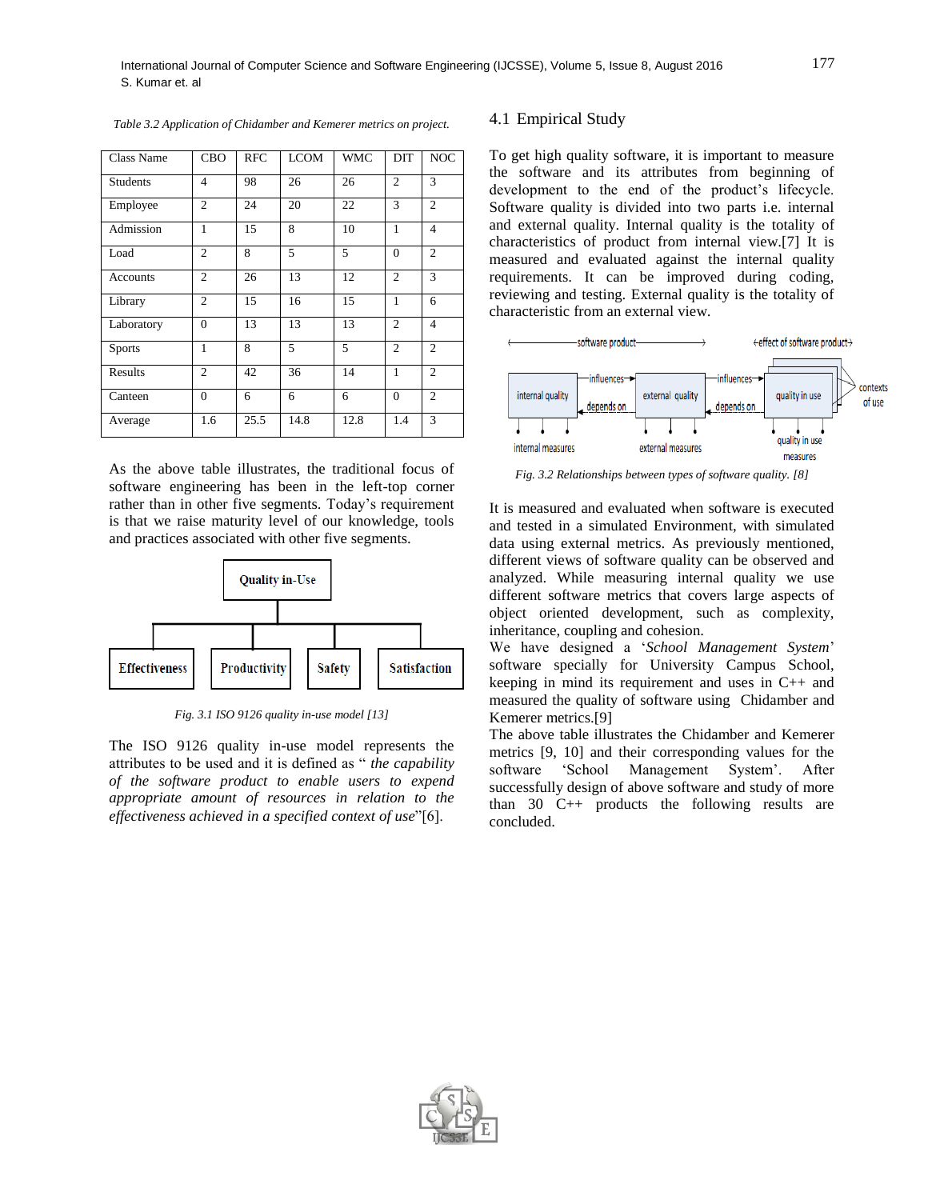*Table 3.2 Application of Chidamber and Kemerer metrics on project.*

| Class Name | CBO | RFC | LCOM | WMC | DIT | NOC |
|---|---|---|---|---|---|---|
| Students | 4 | 98 | 26 | 26 | 2 | 3 |
| Employee | 2 | 24 | 20 | 22 | 3 | 2 |
| Admission | 1 | 15 | 8 | 10 | 1 | 4 |
| Load | 2 | 8 | 5 | 5 | 0 | 2 |
| Accounts | 2 | 26 | 13 | 12 | 2 | 3 |
| Library | 2 | 15 | 16 | 15 | 1 | 6 |
| Laboratory | 0 | 13 | 13 | 13 | 2 | 4 |
| Sports | 1 | 8 | 5 | 5 | 2 | 2 |
| Results | 2 | 42 | 36 | 14 | 1 | 2 |
| Canteen | 0 | 6 | 6 | 6 | 0 | 2 |
| Average | 1.6 | 25.5 | 14.8 | 12.8 | 1.4 | 3 |

As the above table illustrates, the traditional focus of software engineering has been in the left-top corner rather than in other five segments. Today's requirement is that we raise maturity level of our knowledge, tools and practices associated with other five segments.

Quality in-Use

Effectiveness | Productivity | Safety | Satisfaction

*Fig. 3.1 ISO 9126 quality in-use model [13]*

The ISO 9126 quality in-use model represents the attributes to be used and it is defined as " *the capability of the software product to enable users to expend appropriate amount of resources in relation to the effectiveness achieved in a specified context of use*"[6].

## 4.1 Empirical Study

To get high quality software, it is important to measure the software and its attributes from beginning of development to the end of the product's lifecycle. Software quality is divided into two parts i.e. internal and external quality. Internal quality is the totality of characteristics of product from internal view.[7] It is measured and evaluated against the internal quality requirements. It can be improved during coding, reviewing and testing. External quality is the totality of characteristic from an external view.

*Fig. 3.2 Relationships between types of software quality. [8]*

It is measured and evaluated when software is executed and tested in a simulated Environment, with simulated data using external metrics. As previously mentioned, different views of software quality can be observed and analyzed. While measuring internal quality we use different software metrics that covers large aspects of object oriented development, such as complexity, inheritance, coupling and cohesion.

We have designed a '*School Management System*' software specially for University Campus School, keeping in mind its requirement and uses in C++ and measured the quality of software using Chidamber and Kemerer metrics.[9]

The above table illustrates the Chidamber and Kemerer metrics [9, 10] and their corresponding values for the software 'School Management System'. After successfully design of above software and study of more than 30 C++ products the following results are concluded.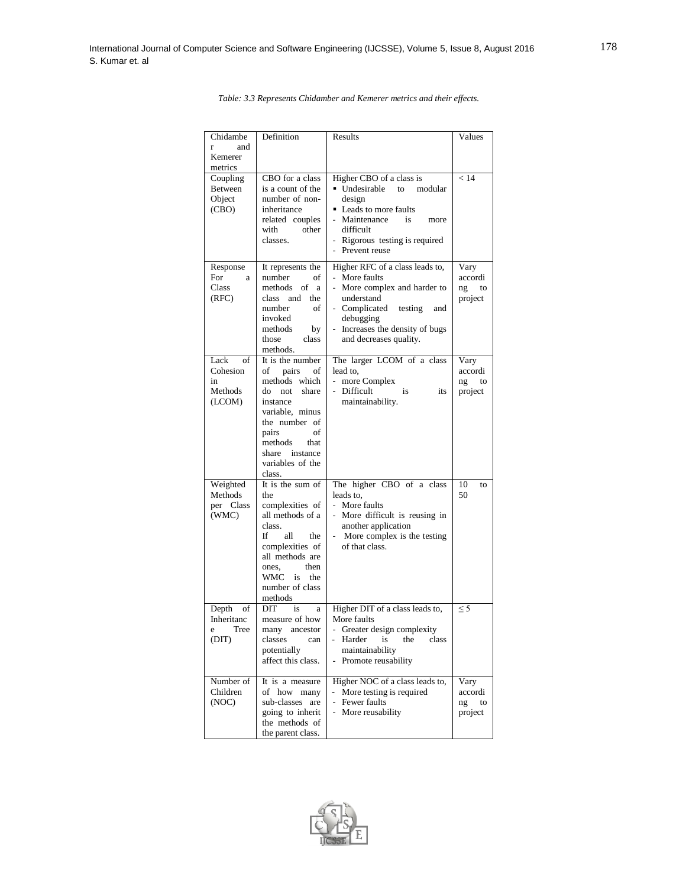*Table: 3.3 Represents Chidamber and Kemerer metrics and their effects.*

| Chidamber and Kemerer metrics | Definition | Results | Values |
|---|---|---|---|
| Coupling Between Object (CBO) | CBO for a class is a count of the number of non-inheritance related couples with other classes. | Higher CBO of a class is <br>▪ Undesirable to modular design <br>▪ Leads to more faults <br>- Maintenance is more difficult <br>- Rigorous testing is required <br>- Prevent reuse | < 14 |
| Response For a Class (RFC) | It represents the number of methods of a class and the number of invoked methods by those class methods. | Higher RFC of a class leads to, <br>- More faults <br>- More complex and harder to understand <br>- Complicated testing and debugging <br>- Increases the density of bugs and decreases quality. | Vary according to project |
| Lack of Cohesion in Methods (LCOM) | It is the number of pairs of methods which do not share instance variable, minus the number of pairs of methods that share instance variables of the class. | The larger LCOM of a class lead to, <br>- more Complex <br>- Difficult is its maintainability. | Vary according to project |
| Weighted Methods per Class (WMC) | It is the sum of the complexities of all methods of a class. If all the complexities of all methods are ones, then WMC is the number of class methods | The higher CBO of a class leads to, <br>- More faults <br>- More difficult is reusing in another application <br>- More complex is the testing of that class. | 10 to 50 |
| Depth of Inheritance Tree (DIT) | DIT is a measure of how many ancestor classes can potentially affect this class. | Higher DIT of a class leads to, More faults <br>- Greater design complexity <br>- Harder is the class maintainability <br>- Promote reusability | ≤ 5 |
| Number of Children (NOC) | It is a measure of how many sub-classes are going to inherit the methods of the parent class. | Higher NOC of a class leads to, <br>- More testing is required <br>- Fewer faults <br>- More reusability | Vary according to project |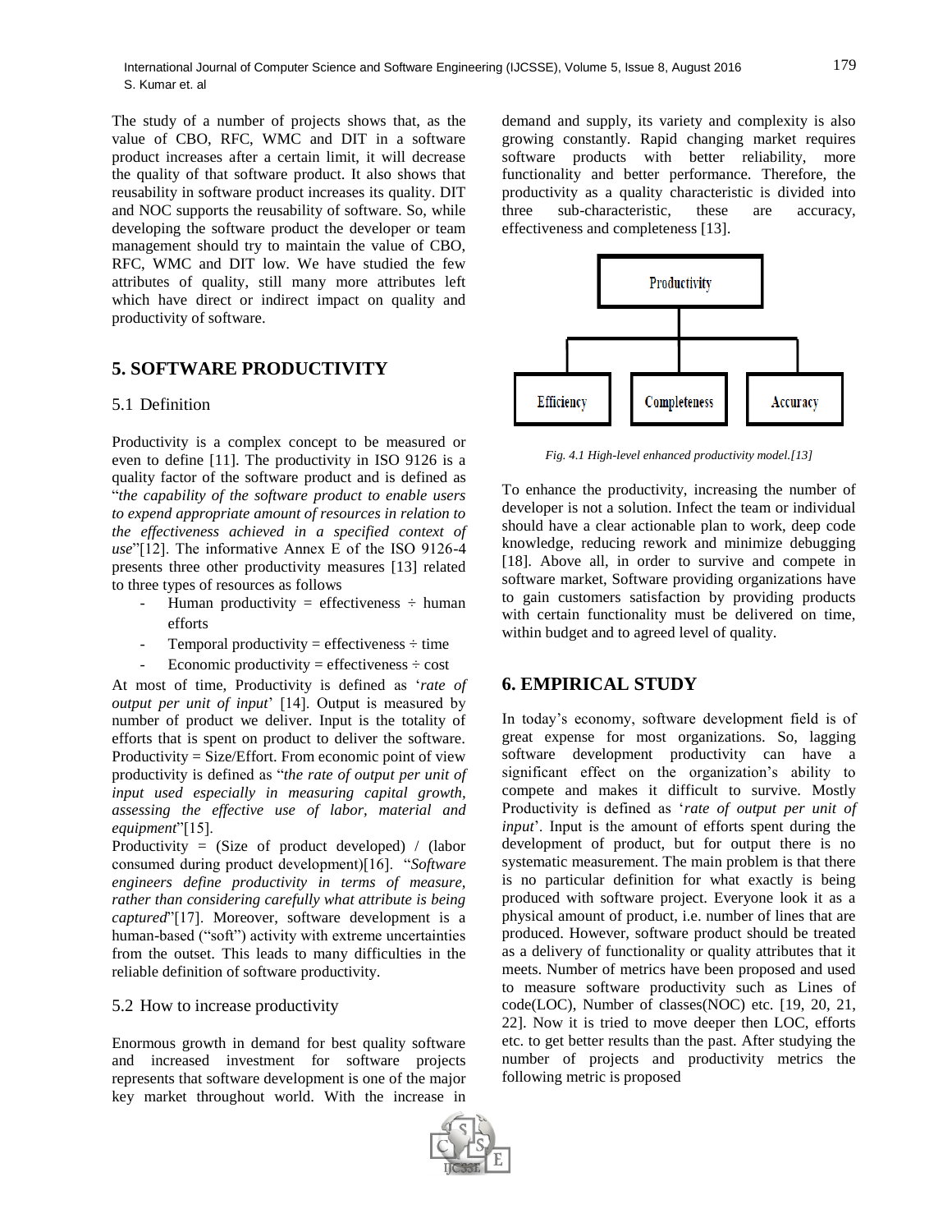The study of a number of projects shows that, as the value of CBO, RFC, WMC and DIT in a software product increases after a certain limit, it will decrease the quality of that software product. It also shows that reusability in software product increases its quality. DIT and NOC supports the reusability of software. So, while developing the software product the developer or team management should try to maintain the value of CBO, RFC, WMC and DIT low. We have studied the few attributes of quality, still many more attributes left which have direct or indirect impact on quality and productivity of software.

## 5. SOFTWARE PRODUCTIVITY

### 5.1 Definition

Productivity is a complex concept to be measured or even to define [11]. The productivity in ISO 9126 is a quality factor of the software product and is defined as "*the capability of the software product to enable users to expend appropriate amount of resources in relation to the effectiveness achieved in a specified context of use*"[12]. The informative Annex E of the ISO 9126-4 presents three other productivity measures [13] related to three types of resources as follows

- Human productivity = effectiveness ÷ human efforts
- Temporal productivity = effectiveness ÷ time
- Economic productivity = effectiveness ÷ cost

At most of time, Productivity is defined as '*rate of output per unit of input*' [14]. Output is measured by number of product we deliver. Input is the totality of efforts that is spent on product to deliver the software. Productivity = Size/Effort. From economic point of view productivity is defined as "*the rate of output per unit of input used especially in measuring capital growth, assessing the effective use of labor, material and equipment*"[15].

Productivity = (Size of product developed) / (labor consumed during product development)[16]. "*Software engineers define productivity in terms of measure, rather than considering carefully what attribute is being captured*"[17]. Moreover, software development is a human-based ("soft") activity with extreme uncertainties from the outset. This leads to many difficulties in the reliable definition of software productivity.

### 5.2 How to increase productivity

Enormous growth in demand for best quality software and increased investment for software projects represents that software development is one of the major key market throughout world. With the increase in demand and supply, its variety and complexity is also growing constantly. Rapid changing market requires software products with better reliability, more functionality and better performance. Therefore, the productivity as a quality characteristic is divided into three sub-characteristic, these are accuracy, effectiveness and completeness [13].

Productivity
- Efficiency
- Completeness
- Accuracy

*Fig. 4.1 High-level enhanced productivity model.[13]*

To enhance the productivity, increasing the number of developer is not a solution. Infect the team or individual should have a clear actionable plan to work, deep code knowledge, reducing rework and minimize debugging [18]. Above all, in order to survive and compete in software market, Software providing organizations have to gain customers satisfaction by providing products with certain functionality must be delivered on time, within budget and to agreed level of quality.

## 6. EMPIRICAL STUDY

In today's economy, software development field is of great expense for most organizations. So, lagging software development productivity can have a significant effect on the organization's ability to compete and makes it difficult to survive. Mostly Productivity is defined as '*rate of output per unit of input*'. Input is the amount of efforts spent during the development of product, but for output there is no systematic measurement. The main problem is that there is no particular definition for what exactly is being produced with software project. Everyone look it as a physical amount of product, i.e. number of lines that are produced. However, software product should be treated as a delivery of functionality or quality attributes that it meets. Number of metrics have been proposed and used to measure software productivity such as Lines of code(LOC), Number of classes(NOC) etc. [19, 20, 21, 22]. Now it is tried to move deeper then LOC, efforts etc. to get better results than the past. After studying the number of projects and productivity metrics the following metric is proposed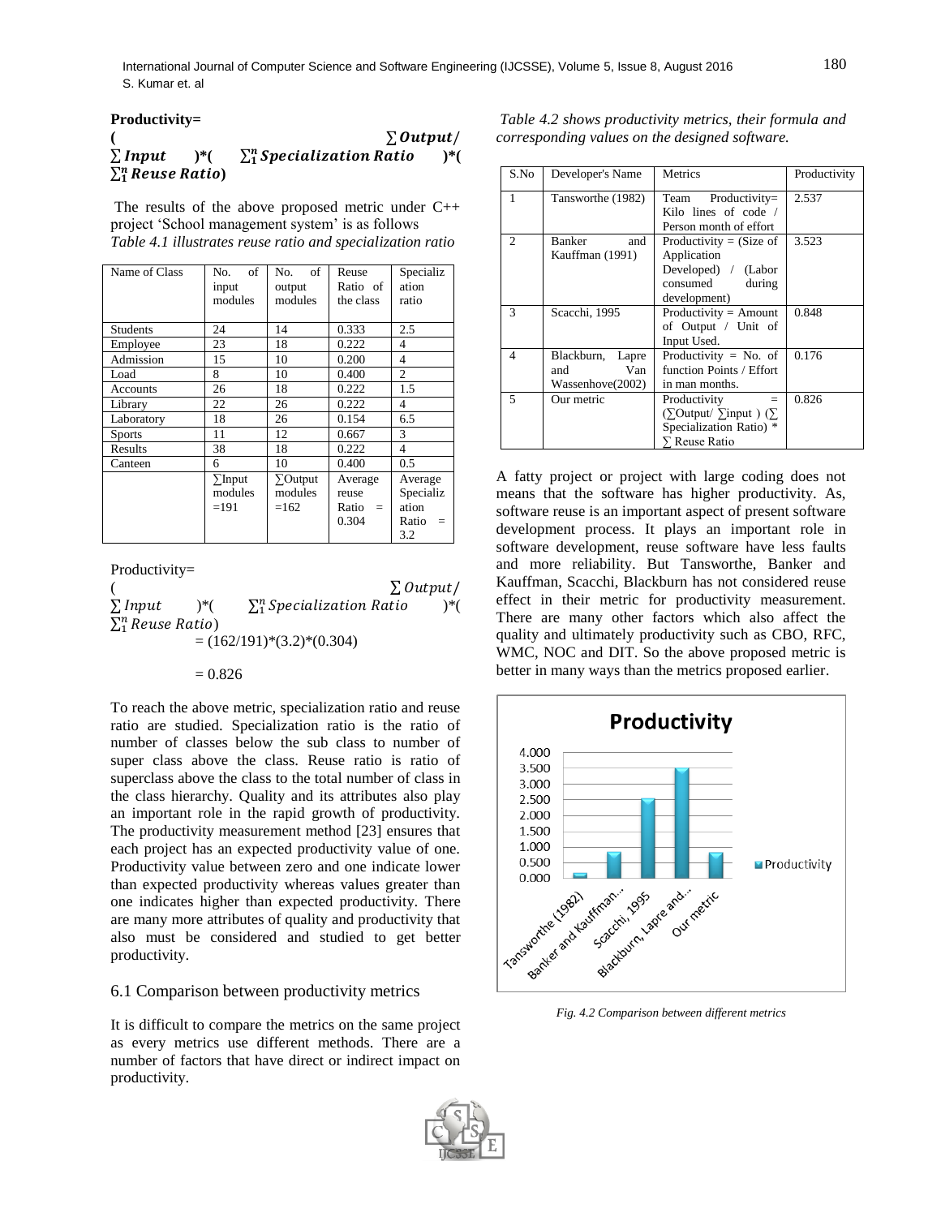**Productivity=**

$$\left( \sum Output / \sum Input \right) * \left( \sum_1^n Specialization\ Ratio \right) * \left( \sum_1^n Reuse\ Ratio \right)$$

The results of the above proposed metric under C++ project 'School management system' is as follows

*Table 4.1 illustrates reuse ratio and specialization ratio*

| Name of Class | No. of input modules | No. of output modules | Reuse Ratio of the class | Specialization ratio |
|---|---|---|---|---|
| Students | 24 | 14 | 0.333 | 2.5 |
| Employee | 23 | 18 | 0.222 | 4 |
| Admission | 15 | 10 | 0.200 | 4 |
| Load | 8 | 10 | 0.400 | 2 |
| Accounts | 26 | 18 | 0.222 | 1.5 |
| Library | 22 | 26 | 0.222 | 4 |
| Laboratory | 18 | 26 | 0.154 | 6.5 |
| Sports | 11 | 12 | 0.667 | 3 |
| Results | 38 | 18 | 0.222 | 4 |
| Canteen | 6 | 10 | 0.400 | 0.5 |
| | ∑Input modules =191 | ∑Output modules =162 | Average reuse Ratio = 0.304 | Average Specialization Ratio = 3.2 |

Productivity=

$$\left( \sum Output / \sum Input \right) * \left( \sum_1^n Specialization\ Ratio \right) * \left( \sum_1^n Reuse\ Ratio \right)$$

$$= (162/191)*(3.2)*(0.304)$$

$$= 0.826$$

To reach the above metric, specialization ratio and reuse ratio are studied. Specialization ratio is the ratio of number of classes below the sub class to number of super class above the class. Reuse ratio is ratio of superclass above the class to the total number of class in the class hierarchy. Quality and its attributes also play an important role in the rapid growth of productivity. The productivity measurement method [23] ensures that each project has an expected productivity value of one. Productivity value between zero and one indicate lower than expected productivity whereas values greater than one indicates higher than expected productivity. There are many more attributes of quality and productivity that also must be considered and studied to get better productivity.

## 6.1 Comparison between productivity metrics

It is difficult to compare the metrics on the same project as every metrics use different methods. There are a number of factors that have direct or indirect impact on productivity.

*Table 4.2 shows productivity metrics, their formula and corresponding values on the designed software.*

| S.No | Developer's Name | Metrics | Productivity |
|---|---|---|---|
| 1 | Tansworthe (1982) | Team Productivity= Kilo lines of code / Person month of effort | 2.537 |
| 2 | Banker and Kauffman (1991) | Productivity = (Size of Application Developed) / (Labor consumed during development) | 3.523 |
| 3 | Scacchi, 1995 | Productivity = Amount of Output / Unit of Input Used. | 0.848 |
| 4 | Blackburn, Lapre and Van Wassenhove(2002) | Productivity = No. of function Points / Effort in man months. | 0.176 |
| 5 | Our metric | Productivity = (∑Output/ ∑input ) (∑ Specialization Ratio) * ∑ Reuse Ratio | 0.826 |

A fatty project or project with large coding does not means that the software has higher productivity. As, software reuse is an important aspect of present software development process. It plays an important role in software development, reuse software have less faults and more reliability. But Tansworthe, Banker and Kauffman, Scacchi, Blackburn has not considered reuse effect in their metric for productivity measurement. There are many other factors which also affect the quality and ultimately productivity such as CBO, RFC, WMC, NOC and DIT. So the above proposed metric is better in many ways than the metrics proposed earlier.

*Fig. 4.2 Comparison between different metrics*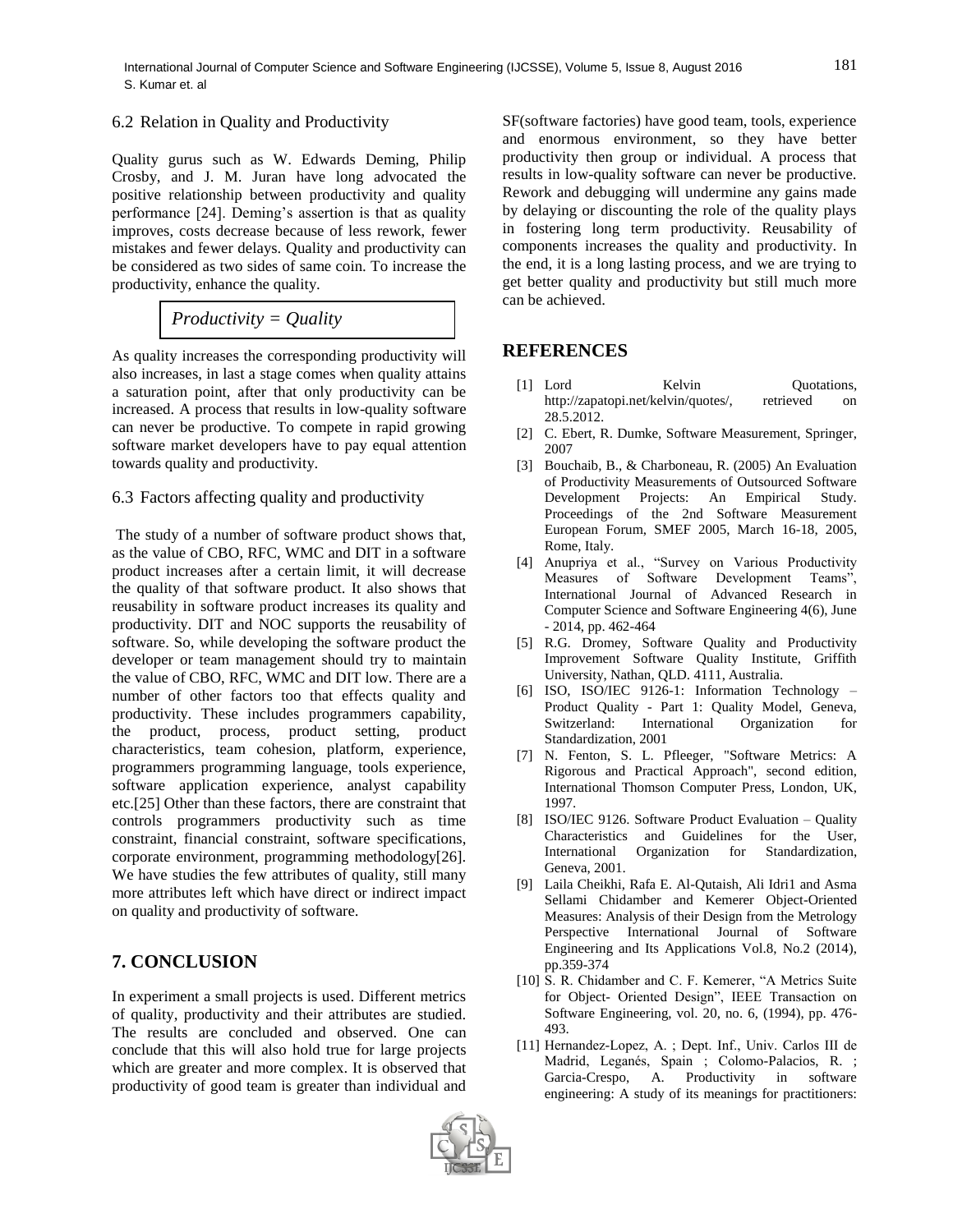### 6.2 Relation in Quality and Productivity

Quality gurus such as W. Edwards Deming, Philip Crosby, and J. M. Juran have long advocated the positive relationship between productivity and quality performance [24]. Deming's assertion is that as quality improves, costs decrease because of less rework, fewer mistakes and fewer delays. Quality and productivity can be considered as two sides of same coin. To increase the productivity, enhance the quality.

$$Productivity = Quality$$

As quality increases the corresponding productivity will also increases, in last a stage comes when quality attains a saturation point, after that only productivity can be increased. A process that results in low-quality software can never be productive. To compete in rapid growing software market developers have to pay equal attention towards quality and productivity.

### 6.3 Factors affecting quality and productivity

The study of a number of software product shows that, as the value of CBO, RFC, WMC and DIT in a software product increases after a certain limit, it will decrease the quality of that software product. It also shows that reusability in software product increases its quality and productivity. DIT and NOC supports the reusability of software. So, while developing the software product the developer or team management should try to maintain the value of CBO, RFC, WMC and DIT low. There are a number of other factors too that effects quality and productivity. These includes programmers capability, the product, process, product setting, product characteristics, team cohesion, platform, experience, programmers programming language, tools experience, software application experience, analyst capability etc.[25] Other than these factors, there are constraint that controls programmers productivity such as time constraint, financial constraint, software specifications, corporate environment, programming methodology[26]. We have studies the few attributes of quality, still many more attributes left which have direct or indirect impact on quality and productivity of software.

## 7. CONCLUSION

In experiment a small projects is used. Different metrics of quality, productivity and their attributes are studied. The results are concluded and observed. One can conclude that this will also hold true for large projects which are greater and more complex. It is observed that productivity of good team is greater than individual and SF(software factories) have good team, tools, experience and enormous environment, so they have better productivity then group or individual. A process that results in low-quality software can never be productive. Rework and debugging will undermine any gains made by delaying or discounting the role of the quality plays in fostering long term productivity. Reusability of components increases the quality and productivity. In the end, it is a long lasting process, and we are trying to get better quality and productivity but still much more can be achieved.

## REFERENCES

[1] Lord Kelvin Quotations, http://zapatopi.net/kelvin/quotes/, retrieved on 28.5.2012.

[2] C. Ebert, R. Dumke, Software Measurement, Springer, 2007

[3] Bouchaib, B., & Charboneau, R. (2005) An Evaluation of Productivity Measurements of Outsourced Software Development Projects: An Empirical Study. Proceedings of the 2nd Software Measurement European Forum, SMEF 2005, March 16-18, 2005, Rome, Italy.

[4] Anupriya et al., "Survey on Various Productivity Measures of Software Development Teams", International Journal of Advanced Research in Computer Science and Software Engineering 4(6), June - 2014, pp. 462-464

[5] R.G. Dromey, Software Quality and Productivity Improvement Software Quality Institute, Griffith University, Nathan, QLD. 4111, Australia.

[6] ISO, ISO/IEC 9126-1: Information Technology – Product Quality - Part 1: Quality Model, Geneva, Switzerland: International Organization for Standardization, 2001

[7] N. Fenton, S. L. Pfleeger, "Software Metrics: A Rigorous and Practical Approach", second edition, International Thomson Computer Press, London, UK, 1997.

[8] ISO/IEC 9126. Software Product Evaluation – Quality Characteristics and Guidelines for the User, International Organization for Standardization, Geneva, 2001.

[9] Laila Cheikhi, Rafa E. Al-Qutaish, Ali Idri1 and Asma Sellami Chidamber and Kemerer Object-Oriented Measures: Analysis of their Design from the Metrology Perspective International Journal of Software Engineering and Its Applications Vol.8, No.2 (2014), pp.359-374

[10] S. R. Chidamber and C. F. Kemerer, "A Metrics Suite for Object- Oriented Design", IEEE Transaction on Software Engineering, vol. 20, no. 6, (1994), pp. 476-493.

[11] Hernandez-Lopez, A. ; Dept. Inf., Univ. Carlos III de Madrid, Leganés, Spain ; Colomo-Palacios, R. ; Garcia-Crespo, A. Productivity in software engineering: A study of its meanings for practitioners: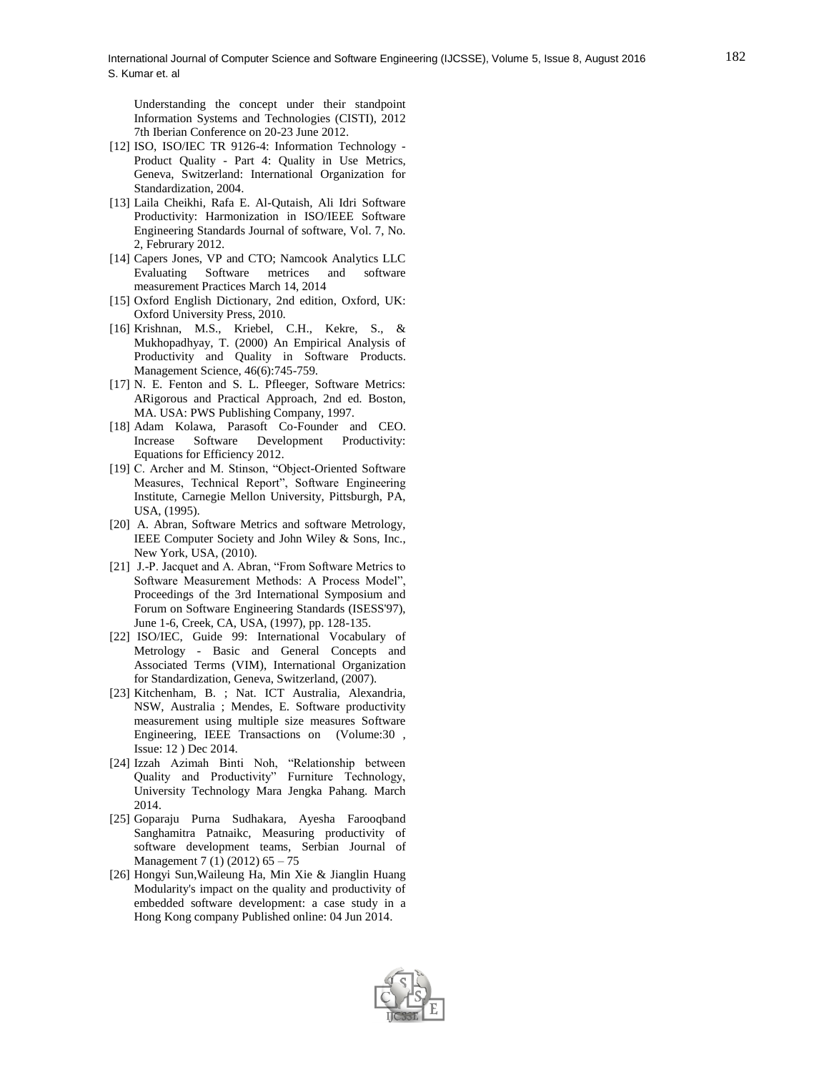Understanding the concept under their standpoint Information Systems and Technologies (CISTI), 2012 7th Iberian Conference on 20-23 June 2012.

[12] ISO, ISO/IEC TR 9126-4: Information Technology - Product Quality - Part 4: Quality in Use Metrics, Geneva, Switzerland: International Organization for Standardization, 2004.

[13] Laila Cheikhi, Rafa E. Al-Qutaish, Ali Idri Software Productivity: Harmonization in ISO/IEEE Software Engineering Standards Journal of software, Vol. 7, No. 2, Februrary 2012.

[14] Capers Jones, VP and CTO; Namcook Analytics LLC Evaluating Software metrices and software measurement Practices March 14, 2014

[15] Oxford English Dictionary, 2nd edition, Oxford, UK: Oxford University Press, 2010.

[16] Krishnan, M.S., Kriebel, C.H., Kekre, S., & Mukhopadhyay, T. (2000) An Empirical Analysis of Productivity and Quality in Software Products. Management Science, 46(6):745-759.

[17] N. E. Fenton and S. L. Pfleeger, Software Metrics: ARigorous and Practical Approach, 2nd ed. Boston, MA. USA: PWS Publishing Company, 1997.

[18] Adam Kolawa, Parasoft Co-Founder and CEO. Increase Software Development Productivity: Equations for Efficiency 2012.

[19] C. Archer and M. Stinson, "Object-Oriented Software Measures, Technical Report", Software Engineering Institute, Carnegie Mellon University, Pittsburgh, PA, USA, (1995).

[20] A. Abran, Software Metrics and software Metrology, IEEE Computer Society and John Wiley & Sons, Inc., New York, USA, (2010).

[21] J.-P. Jacquet and A. Abran, "From Software Metrics to Software Measurement Methods: A Process Model", Proceedings of the 3rd International Symposium and Forum on Software Engineering Standards (ISESS'97), June 1-6, Creek, CA, USA, (1997), pp. 128-135.

[22] ISO/IEC, Guide 99: International Vocabulary of Metrology - Basic and General Concepts and Associated Terms (VIM), International Organization for Standardization, Geneva, Switzerland, (2007).

[23] Kitchenham, B. ; Nat. ICT Australia, Alexandria, NSW, Australia ; Mendes, E. Software productivity measurement using multiple size measures Software Engineering, IEEE Transactions on (Volume:30 , Issue: 12 ) Dec 2014.

[24] Izzah Azimah Binti Noh, "Relationship between Quality and Productivity" Furniture Technology, University Technology Mara Jengka Pahang. March 2014.

[25] Goparaju Purna Sudhakara, Ayesha Farooqband Sanghamitra Patnaikc, Measuring productivity of software development teams, Serbian Journal of Management 7 (1) (2012) 65 – 75

[26] Hongyi Sun,Waileung Ha, Min Xie & Jianglin Huang Modularity's impact on the quality and productivity of embedded software development: a case study in a Hong Kong company Published online: 04 Jun 2014.